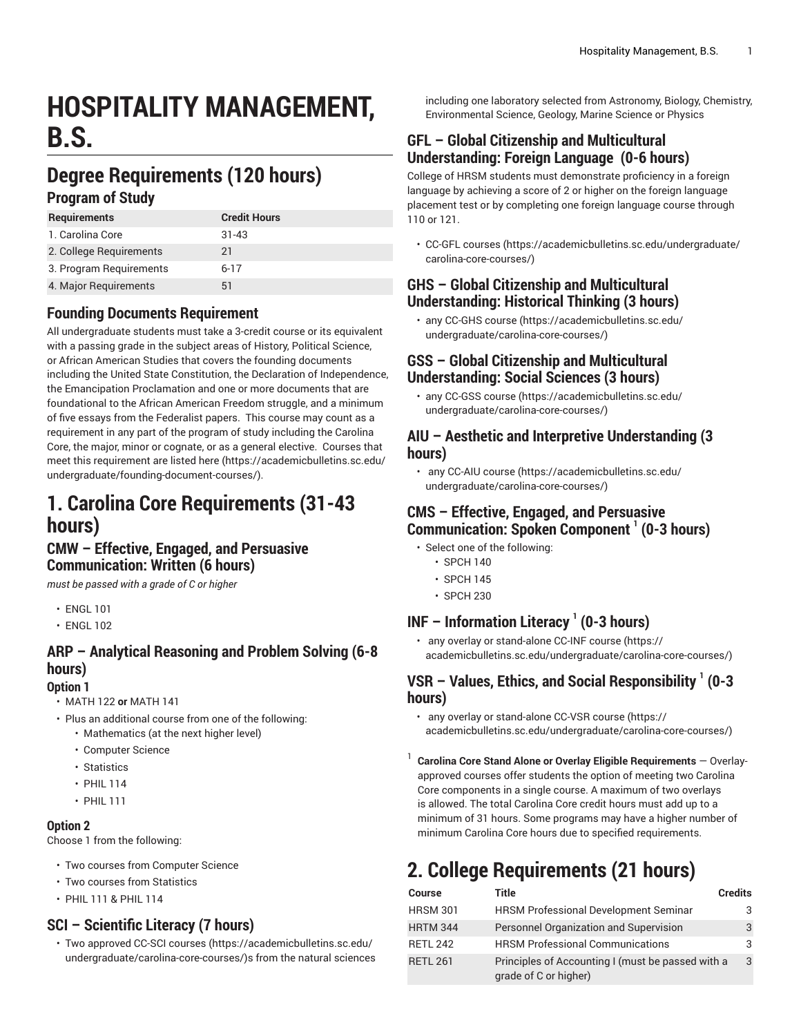# HOSPITALITY MANAGEMENT, B.S.

## Degree Requirements (120 hours)

### Program of Study

| Requirements | Credit Hours |
|---|---|
| 1. Carolina Core | 31-43 |
| 2. College Requirements | 21 |
| 3. Program Requirements | 6-17 |
| 4. Major Requirements | 51 |

### Founding Documents Requirement

All undergraduate students must take a 3-credit course or its equivalent with a passing grade in the subject areas of History, Political Science, or African American Studies that covers the founding documents including the United State Constitution, the Declaration of Independence, the Emancipation Proclamation and one or more documents that are foundational to the African American Freedom struggle, and a minimum of five essays from the Federalist papers. This course may count as a requirement in any part of the program of study including the Carolina Core, the major, minor or cognate, or as a general elective. Courses that meet this requirement are listed here (https://academicbulletins.sc.edu/undergraduate/founding-document-courses/).

## 1. Carolina Core Requirements (31-43 hours)

### CMW – Effective, Engaged, and Persuasive Communication: Written (6 hours)

*must be passed with a grade of C or higher*

- ENGL 101
- ENGL 102

### ARP – Analytical Reasoning and Problem Solving (6-8 hours)

#### Option 1

- MATH 122 **or** MATH 141
- Plus an additional course from one of the following:
  - Mathematics (at the next higher level)
  - Computer Science
  - Statistics
  - PHIL 114
  - PHIL 111

#### Option 2

Choose 1 from the following:

- Two courses from Computer Science
- Two courses from Statistics
- PHIL 111 & PHIL 114

### SCI – Scientific Literacy (7 hours)

- Two approved CC-SCI courses (https://academicbulletins.sc.edu/undergraduate/carolina-core-courses/)s from the natural sciences including one laboratory selected from Astronomy, Biology, Chemistry, Environmental Science, Geology, Marine Science or Physics

### GFL – Global Citizenship and Multicultural Understanding: Foreign Language (0-6 hours)

College of HRSM students must demonstrate proficiency in a foreign language by achieving a score of 2 or higher on the foreign language placement test or by completing one foreign language course through 110 or 121.

- CC-GFL courses (https://academicbulletins.sc.edu/undergraduate/carolina-core-courses/)

### GHS – Global Citizenship and Multicultural Understanding: Historical Thinking (3 hours)

- any CC-GHS course (https://academicbulletins.sc.edu/undergraduate/carolina-core-courses/)

### GSS – Global Citizenship and Multicultural Understanding: Social Sciences (3 hours)

- any CC-GSS course (https://academicbulletins.sc.edu/undergraduate/carolina-core-courses/)

### AIU – Aesthetic and Interpretive Understanding (3 hours)

- any CC-AIU course (https://academicbulletins.sc.edu/undergraduate/carolina-core-courses/)

### CMS – Effective, Engaged, and Persuasive Communication: Spoken Component [1] (0-3 hours)

- Select one of the following:
  - SPCH 140
  - SPCH 145
  - SPCH 230

### INF – Information Literacy [1] (0-3 hours)

- any overlay or stand-alone CC-INF course (https://academicbulletins.sc.edu/undergraduate/carolina-core-courses/)

### VSR – Values, Ethics, and Social Responsibility [1] (0-3 hours)

- any overlay or stand-alone CC-VSR course (https://academicbulletins.sc.edu/undergraduate/carolina-core-courses/)

[1] **Carolina Core Stand Alone or Overlay Eligible Requirements** — Overlay-approved courses offer students the option of meeting two Carolina Core components in a single course. A maximum of two overlays is allowed. The total Carolina Core credit hours must add up to a minimum of 31 hours. Some programs may have a higher number of minimum Carolina Core hours due to specified requirements.

## 2. College Requirements (21 hours)

| Course | Title | Credits |
|---|---|---|
| HRSM 301 | HRSM Professional Development Seminar | 3 |
| HRTM 344 | Personnel Organization and Supervision | 3 |
| RETL 242 | HRSM Professional Communications | 3 |
| RETL 261 | Principles of Accounting I (must be passed with a grade of C or higher) | 3 |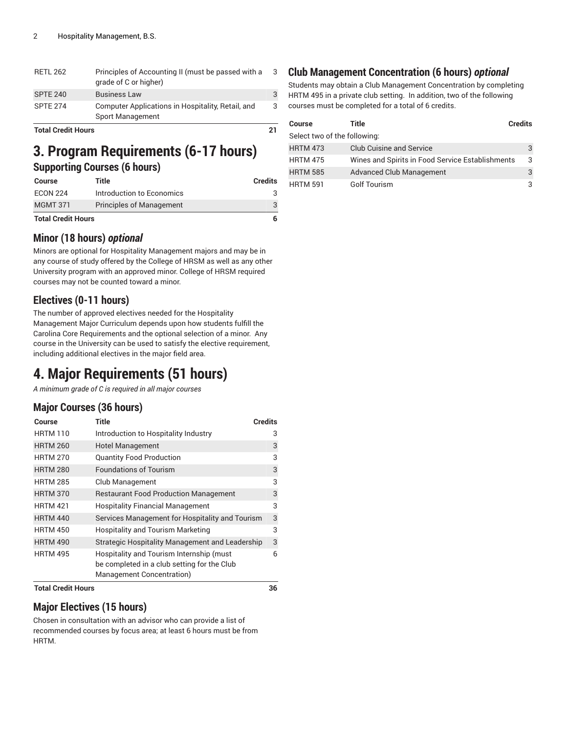| Course | Title | Credits |
|---|---|---|
| RETL 262 | Principles of Accounting II (must be passed with a grade of C or higher) | 3 |
| SPTE 240 | Business Law | 3 |
| SPTE 274 | Computer Applications in Hospitality, Retail, and Sport Management | 3 |
| **Total Credit Hours** | | **21** |

# 3. Program Requirements (6-17 hours)

## Supporting Courses (6 hours)

| Course | Title | Credits |
|---|---|---|
| ECON 224 | Introduction to Economics | 3 |
| MGMT 371 | Principles of Management | 3 |
| **Total Credit Hours** | | **6** |

## Minor (18 hours) *optional*

Minors are optional for Hospitality Management majors and may be in any course of study offered by the College of HRSM as well as any other University program with an approved minor. College of HRSM required courses may not be counted toward a minor.

## Electives (0-11 hours)

The number of approved electives needed for the Hospitality Management Major Curriculum depends upon how students fulfill the Carolina Core Requirements and the optional selection of a minor. Any course in the University can be used to satisfy the elective requirement, including additional electives in the major field area.

# 4. Major Requirements (51 hours)

*A minimum grade of C is required in all major courses*

## Major Courses (36 hours)

| Course | Title | Credits |
|---|---|---|
| HRTM 110 | Introduction to Hospitality Industry | 3 |
| HRTM 260 | Hotel Management | 3 |
| HRTM 270 | Quantity Food Production | 3 |
| HRTM 280 | Foundations of Tourism | 3 |
| HRTM 285 | Club Management | 3 |
| HRTM 370 | Restaurant Food Production Management | 3 |
| HRTM 421 | Hospitality Financial Management | 3 |
| HRTM 440 | Services Management for Hospitality and Tourism | 3 |
| HRTM 450 | Hospitality and Tourism Marketing | 3 |
| HRTM 490 | Strategic Hospitality Management and Leadership | 3 |
| HRTM 495 | Hospitality and Tourism Internship (must be completed in a club setting for the Club Management Concentration) | 6 |
| **Total Credit Hours** | | **36** |

## Major Electives (15 hours)

Chosen in consultation with an advisor who can provide a list of recommended courses by focus area; at least 6 hours must be from HRTM.

## Club Management Concentration (6 hours) *optional*

Students may obtain a Club Management Concentration by completing HRTM 495 in a private club setting. In addition, two of the following courses must be completed for a total of 6 credits.

| Course | Title | Credits |
|---|---|---|
| Select two of the following: | | |
| HRTM 473 | Club Cuisine and Service | 3 |
| HRTM 475 | Wines and Spirits in Food Service Establishments | 3 |
| HRTM 585 | Advanced Club Management | 3 |
| HRTM 591 | Golf Tourism | 3 |